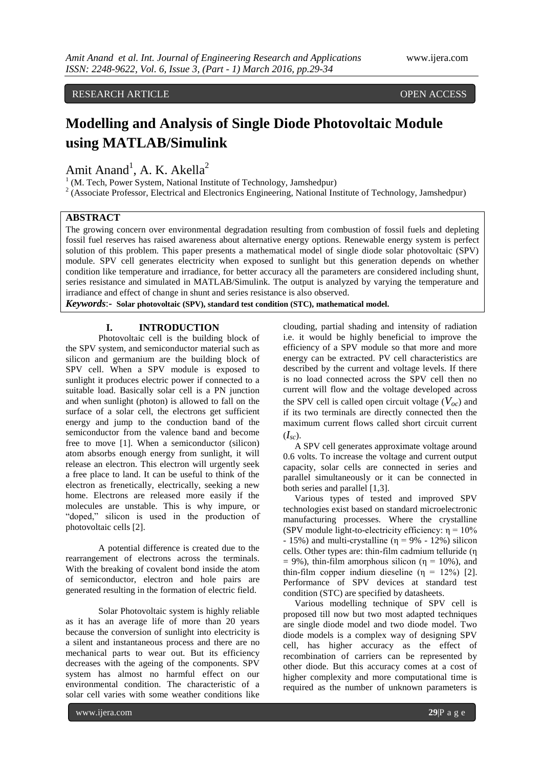RESEARCH ARTICLE OPEN ACCESS

# Modelling and Analysis of Single Diode Photovoltaic Module using MATLAB/Simulink

Amit Anand[1], A. K. Akella[2]

[1] (M. Tech, Power System, National Institute of Technology, Jamshedpur)
[2] (Associate Professor, Electrical and Electronics Engineering, National Institute of Technology, Jamshedpur)

## ABSTRACT

The growing concern over environmental degradation resulting from combustion of fossil fuels and depleting fossil fuel reserves has raised awareness about alternative energy options. Renewable energy system is perfect solution of this problem. This paper presents a mathematical model of single diode solar photovoltaic (SPV) module. SPV cell generates electricity when exposed to sunlight but this generation depends on whether condition like temperature and irradiance, for better accuracy all the parameters are considered including shunt, series resistance and simulated in MATLAB/Simulink. The output is analyzed by varying the temperature and irradiance and effect of change in shunt and series resistance is also observed.

***Keywords*:- Solar photovoltaic (SPV), standard test condition (STC), mathematical model.**

## I. INTRODUCTION

Photovoltaic cell is the building block of the SPV system, and semiconductor material such as silicon and germanium are the building block of SPV cell. When a SPV module is exposed to sunlight it produces electric power if connected to a suitable load. Basically solar cell is a PN junction and when sunlight (photon) is allowed to fall on the surface of a solar cell, the electrons get sufficient energy and jump to the conduction band of the semiconductor from the valence band and become free to move [1]. When a semiconductor (silicon) atom absorbs enough energy from sunlight, it will release an electron. This electron will urgently seek a free place to land. It can be useful to think of the electron as frenetically, electrically, seeking a new home. Electrons are released more easily if the molecules are unstable. This is why impure, or "doped," silicon is used in the production of photovoltaic cells [2].

A potential difference is created due to the rearrangement of electrons across the terminals. With the breaking of covalent bond inside the atom of semiconductor, electron and hole pairs are generated resulting in the formation of electric field.

Solar Photovoltaic system is highly reliable as it has an average life of more than 20 years because the conversion of sunlight into electricity is a silent and instantaneous process and there are no mechanical parts to wear out. But its efficiency decreases with the ageing of the components. SPV system has almost no harmful effect on our environmental condition. The characteristic of a solar cell varies with some weather conditions like clouding, partial shading and intensity of radiation i.e. it would be highly beneficial to improve the efficiency of a SPV module so that more and more energy can be extracted. PV cell characteristics are described by the current and voltage levels. If there is no load connected across the SPV cell then no current will flow and the voltage developed across the SPV cell is called open circuit voltage ($V_{oc}$) and if its two terminals are directly connected then the maximum current flows called short circuit current ($I_{sc}$).

A SPV cell generates approximate voltage around 0.6 volts. To increase the voltage and current output capacity, solar cells are connected in series and parallel simultaneously or it can be connected in both series and parallel [1,3].

Various types of tested and improved SPV technologies exist based on standard microelectronic manufacturing processes. Where the crystalline (SPV module light-to-electricity efficiency: $\eta = 10\%$ - $15\%$) and multi-crystalline ($\eta = 9\%$ - $12\%$) silicon cells. Other types are: thin-film cadmium telluride ($\eta = 9\%$), thin-film amorphous silicon ($\eta = 10\%$), and thin-film copper indium dieseline ($\eta = 12\%$) [2]. Performance of SPV devices at standard test condition (STC) are specified by datasheets.

Various modelling technique of SPV cell is proposed till now but two most adapted techniques are single diode model and two diode model. Two diode models is a complex way of designing SPV cell, has higher accuracy as the effect of recombination of carriers can be represented by other diode. But this accuracy comes at a cost of higher complexity and more computational time is required as the number of unknown parameters is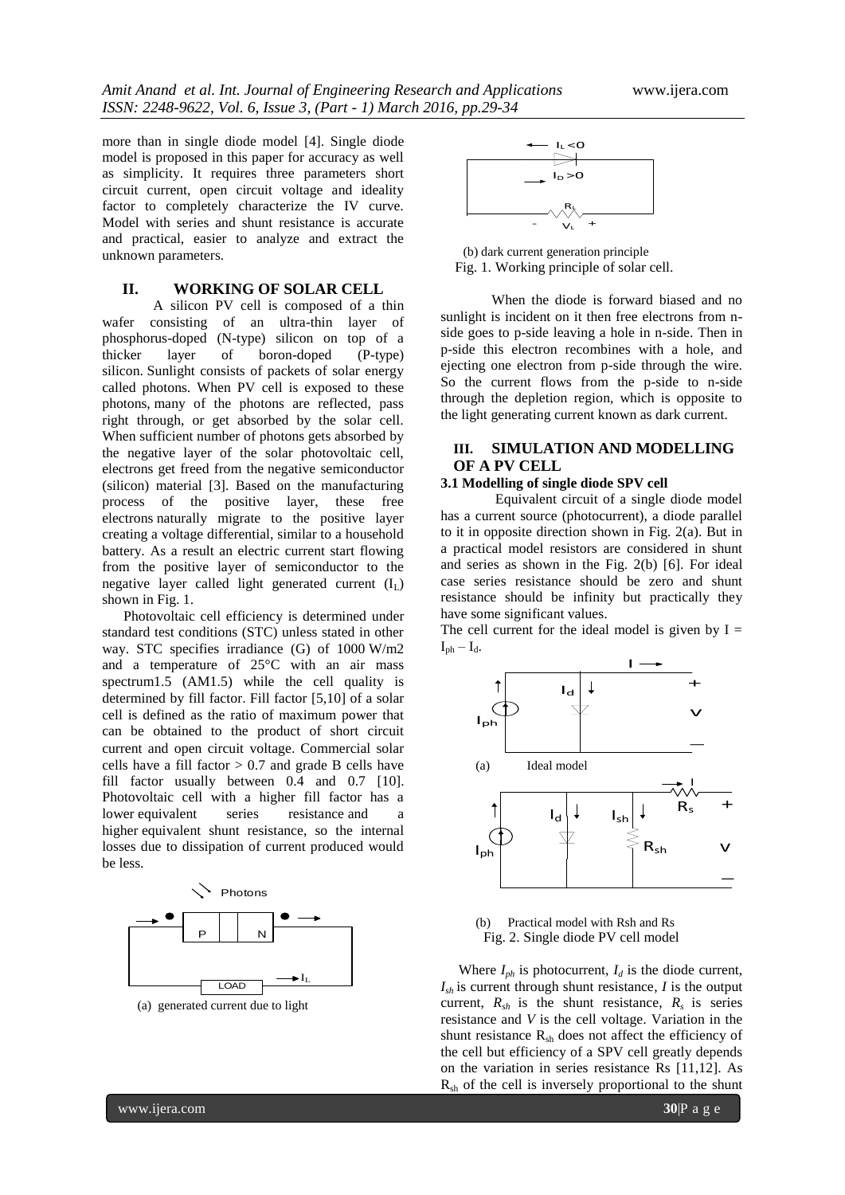more than in single diode model [4]. Single diode model is proposed in this paper for accuracy as well as simplicity. It requires three parameters short circuit current, open circuit voltage and ideality factor to completely characterize the IV curve. Model with series and shunt resistance is accurate and practical, easier to analyze and extract the unknown parameters.

## II. WORKING OF SOLAR CELL

A silicon PV cell is composed of a thin wafer consisting of an ultra-thin layer of phosphorus-doped (N-type) silicon on top of a thicker layer of boron-doped (P-type) silicon. Sunlight consists of packets of solar energy called photons. When PV cell is exposed to these photons, many of the photons are reflected, pass right through, or get absorbed by the solar cell. When sufficient number of photons gets absorbed by the negative layer of the solar photovoltaic cell, electrons get freed from the negative semiconductor (silicon) material [3]. Based on the manufacturing process of the positive layer, these free electrons naturally migrate to the positive layer creating a voltage differential, similar to a household battery. As a result an electric current start flowing from the positive layer of semiconductor to the negative layer called light generated current ($I_L$) shown in Fig. 1.

Photovoltaic cell efficiency is determined under standard test conditions (STC) unless stated in other way. STC specifies irradiance (G) of 1000 W/m2 and a temperature of 25°C with an air mass spectrum1.5 (AM1.5) while the cell quality is determined by fill factor. Fill factor [5,10] of a solar cell is defined as the ratio of maximum power that can be obtained to the product of short circuit current and open circuit voltage. Commercial solar cells have a fill factor > 0.7 and grade B cells have fill factor usually between 0.4 and 0.7 [10]. Photovoltaic cell with a higher fill factor has a lower equivalent series resistance and a higher equivalent shunt resistance, so the internal losses due to dissipation of current produced would be less.

(a) generated current due to light

(b) dark current generation principle

Fig. 1. Working principle of solar cell.

When the diode is forward biased and no sunlight is incident on it then free electrons from n-side goes to p-side leaving a hole in n-side. Then in p-side this electron recombines with a hole, and ejecting one electron from p-side through the wire. So the current flows from the p-side to n-side through the depletion region, which is opposite to the light generating current known as dark current.

## III. SIMULATION AND MODELLING OF A PV CELL

### 3.1 Modelling of single diode SPV cell

Equivalent circuit of a single diode model has a current source (photocurrent), a diode parallel to it in opposite direction shown in Fig. 2(a). But in a practical model resistors are considered in shunt and series as shown in the Fig. 2(b) [6]. For ideal case series resistance should be zero and shunt resistance should be infinity but practically they have some significant values.

The cell current for the ideal model is given by $I = I_{ph} - I_d$.

(a) Ideal model

(b) Practical model with Rsh and Rs

Fig. 2. Single diode PV cell model

Where $I_{ph}$ is photocurrent, $I_d$ is the diode current, $I_{sh}$ is current through shunt resistance, $I$ is the output current, $R_{sh}$ is the shunt resistance, $R_s$ is series resistance and $V$ is the cell voltage. Variation in the shunt resistance $R_{sh}$ does not affect the efficiency of the cell but efficiency of a SPV cell greatly depends on the variation in series resistance Rs [11,12]. As $R_{sh}$ of the cell is inversely proportional to the shunt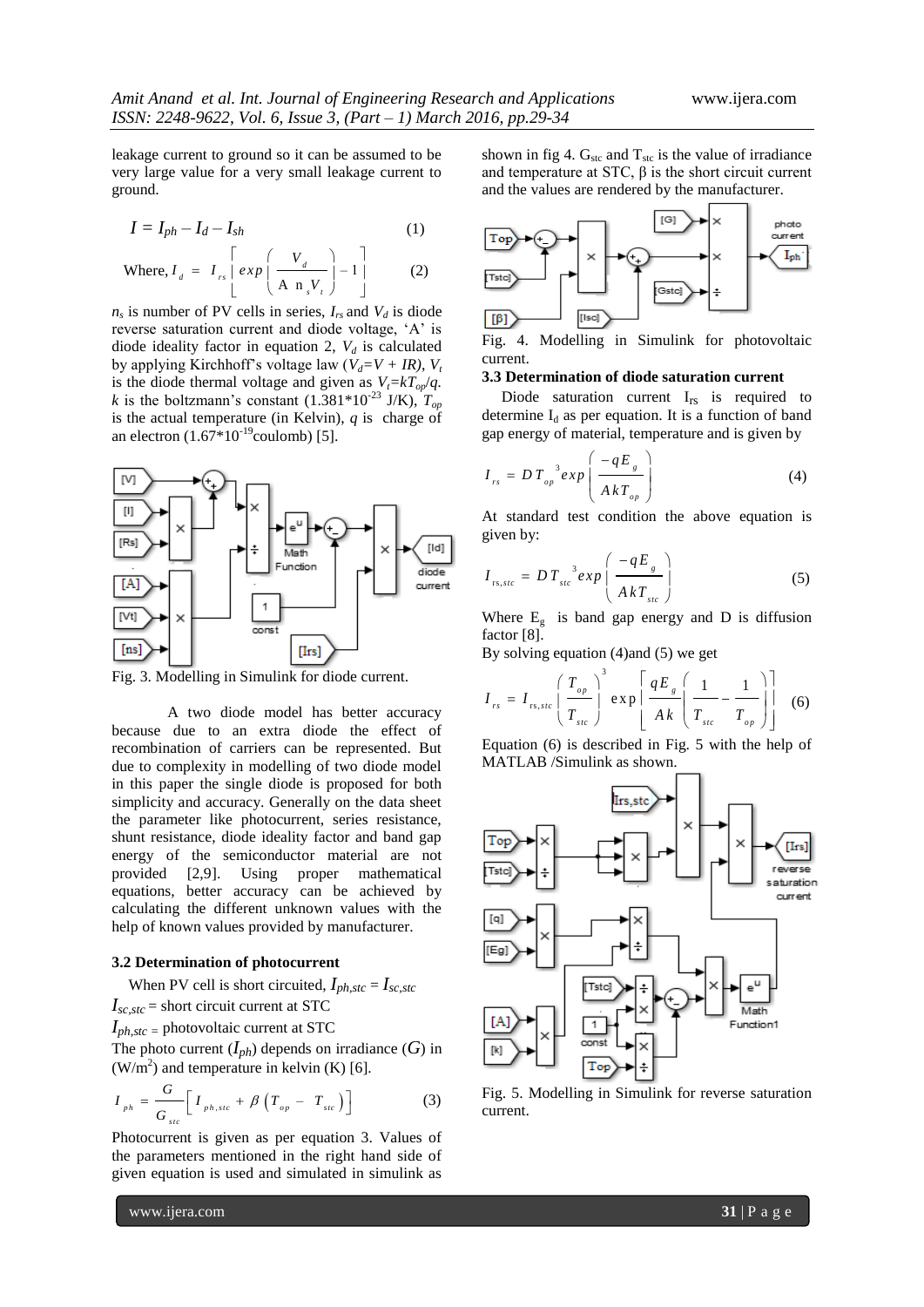leakage current to ground so it can be assumed to be very large value for a very small leakage current to ground.

$$I = I_{ph} - I_d - I_{sh} \quad (1)$$

$$\text{Where, } I_d = I_{rs}\left[exp\left(\frac{V_d}{A\ n_s V_t}\right) - 1\right] \quad (2)$$

$n_s$ is number of PV cells in series, $I_{rs}$ and $V_d$ is diode reverse saturation current and diode voltage, 'A' is diode ideality factor in equation 2, $V_d$ is calculated by applying Kirchhoff's voltage law ($V_d = V + IR$), $V_t$ is the diode thermal voltage and given as $V_t = kT_{op}/q$. $k$ is the boltzmann's constant ($1.381*10^{-23}$ J/K), $T_{op}$ is the actual temperature (in Kelvin), $q$ is charge of an electron ($1.67*10^{-19}$coulomb) [5].

Fig. 3. Modelling in Simulink for diode current.

A two diode model has better accuracy because due to an extra diode the effect of recombination of carriers can be represented. But due to complexity in modelling of two diode model in this paper the single diode is proposed for both simplicity and accuracy. Generally on the data sheet the parameter like photocurrent, series resistance, shunt resistance, diode ideality factor and band gap energy of the semiconductor material are not provided [2,9]. Using proper mathematical equations, better accuracy can be achieved by calculating the different unknown values with the help of known values provided by manufacturer.

### 3.2 Determination of photocurrent

When PV cell is short circuited, $I_{ph,stc} = I_{sc,stc}$

$I_{sc,stc}$ = short circuit current at STC

$I_{ph,stc}$ = photovoltaic current at STC

The photo current ($I_{ph}$) depends on irradiance ($G$) in (W/m$^2$) and temperature in kelvin (K) [6].

$$I_{ph} = \frac{G}{G_{stc}}\left[I_{ph,stc} + \beta\left(T_{op} - T_{stc}\right)\right] \quad (3)$$

Photocurrent is given as per equation 3. Values of the parameters mentioned in the right hand side of given equation is used and simulated in simulink as shown in fig 4. $G_{stc}$ and $T_{stc}$ is the value of irradiance and temperature at STC, β is the short circuit current and the values are rendered by the manufacturer.

Fig. 4. Modelling in Simulink for photovoltaic current.

### 3.3 Determination of diode saturation current

Diode saturation current $I_{rs}$ is required to determine $I_d$ as per equation. It is a function of band gap energy of material, temperature and is given by

$$I_{rs} = DT_{op}^{\ 3} exp\left(\frac{-qE_g}{AkT_{op}}\right) \quad (4)$$

At standard test condition the above equation is given by:

$$I_{rs,stc} = DT_{stc}^{\ 3} exp\left(\frac{-qE_g}{AkT_{stc}}\right) \quad (5)$$

Where $E_g$ is band gap energy and D is diffusion factor [8].

By solving equation (4)and (5) we get

$$I_{rs} = I_{rs,stc}\left(\frac{T_{op}}{T_{stc}}\right)^3 \exp\left[\frac{qE_g}{Ak}\left(\frac{1}{T_{stc}} - \frac{1}{T_{op}}\right)\right] \quad (6)$$

Equation (6) is described in Fig. 5 with the help of MATLAB /Simulink as shown.

Fig. 5. Modelling in Simulink for reverse saturation current.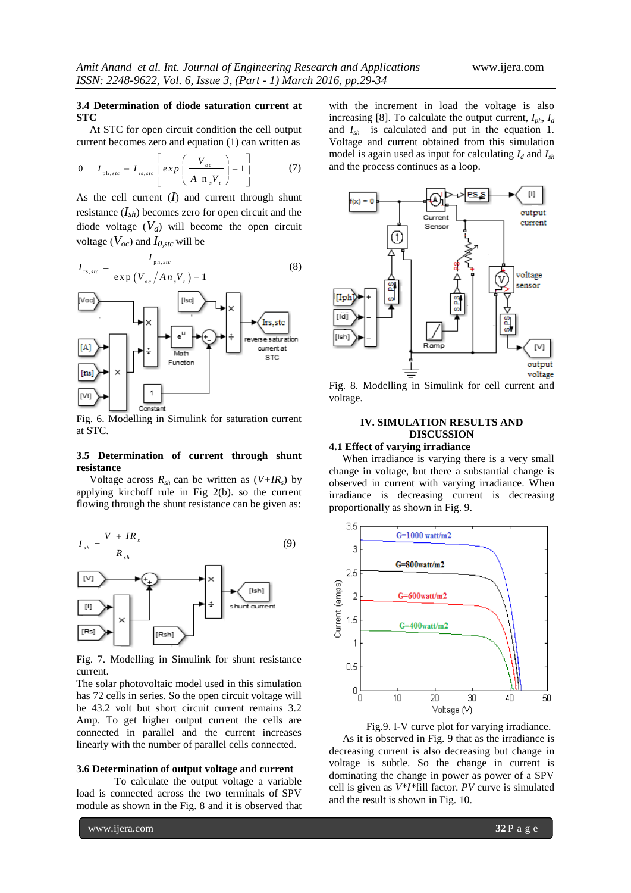### 3.4 Determination of diode saturation current at STC

At STC for open circuit condition the cell output current becomes zero and equation (1) can written as

$$0 = I_{ph,stc} - I_{rs,stc}\left[exp\left(\frac{V_{oc}}{A\,n_s V_t}\right) - 1\right] \quad (7)$$

As the cell current ($I$) and current through shunt resistance ($I_{sh}$) becomes zero for open circuit and the diode voltage ($V_d$) will become the open circuit voltage ($V_{oc}$) and $I_{0,stc}$ will be

$$I_{rs,stc} = \frac{I_{ph,stc}}{\exp\left(V_{oc}/A n_s V_t\right) - 1} \quad (8)$$

Fig. 6. Modelling in Simulink for saturation current at STC.

### 3.5 Determination of current through shunt resistance

Voltage across $R_{sh}$ can be written as ($V+IR_s$) by applying kirchoff rule in Fig 2(b). so the current flowing through the shunt resistance can be given as:

$$I_{sh} = \frac{V + IR_s}{R_{sh}} \quad (9)$$

Fig. 7. Modelling in Simulink for shunt resistance current.

The solar photovoltaic model used in this simulation has 72 cells in series. So the open circuit voltage will be 43.2 volt but short circuit current remains 3.2 Amp. To get higher output current the cells are connected in parallel and the current increases linearly with the number of parallel cells connected.

### 3.6 Determination of output voltage and current

To calculate the output voltage a variable load is connected across the two terminals of SPV module as shown in the Fig. 8 and it is observed that with the increment in load the voltage is also increasing [8]. To calculate the output current, $I_{ph}$, $I_d$ and $I_{sh}$ is calculated and put in the equation 1. Voltage and current obtained from this simulation model is again used as input for calculating $I_d$ and $I_{sh}$ and the process continues as a loop.

Fig. 8. Modelling in Simulink for cell current and voltage.

## IV. SIMULATION RESULTS AND DISCUSSION

### 4.1 Effect of varying irradiance

When irradiance is varying there is a very small change in voltage, but there a substantial change is observed in current with varying irradiance. When irradiance is decreasing current is decreasing proportionally as shown in Fig. 9.

Fig.9. I-V curve plot for varying irradiance.

As it is observed in Fig. 9 that as the irradiance is decreasing current is also decreasing but change in voltage is subtle. So the change in current is dominating the change in power as power of a SPV cell is given as $V*I*$fill factor. *PV* curve is simulated and the result is shown in Fig. 10.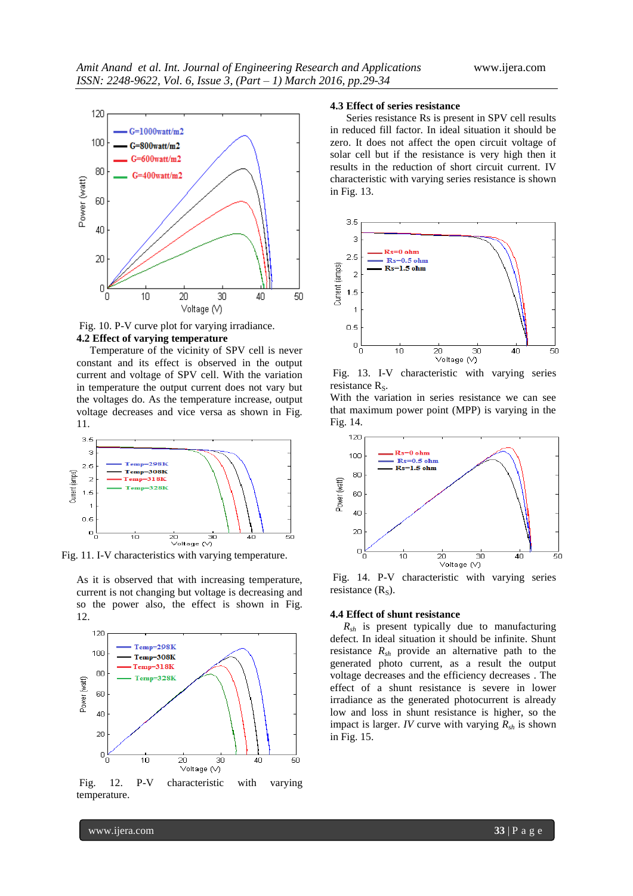Fig. 10. P-V curve plot for varying irradiance.

### 4.2 Effect of varying temperature

Temperature of the vicinity of SPV cell is never constant and its effect is observed in the output current and voltage of SPV cell. With the variation in temperature the output current does not vary but the voltages do. As the temperature increase, output voltage decreases and vice versa as shown in Fig. 11.

Fig. 11. I-V characteristics with varying temperature.

As it is observed that with increasing temperature, current is not changing but voltage is decreasing and so the power also, the effect is shown in Fig. 12.

Fig. 12. P-V characteristic with varying temperature.

### 4.3 Effect of series resistance

Series resistance Rs is present in SPV cell results in reduced fill factor. In ideal situation it should be zero. It does not affect the open circuit voltage of solar cell but if the resistance is very high then it results in the reduction of short circuit current. IV characteristic with varying series resistance is shown in Fig. 13.

Fig. 13. I-V characteristic with varying series resistance $R_S$.

With the variation in series resistance we can see that maximum power point (MPP) is varying in the Fig. 14.

Fig. 14. P-V characteristic with varying series resistance ($R_S$).

### 4.4 Effect of shunt resistance

$R_{sh}$ is present typically due to manufacturing defect. In ideal situation it should be infinite. Shunt resistance $R_{sh}$ provide an alternative path to the generated photo current, as a result the output voltage decreases and the efficiency decreases . The effect of a shunt resistance is severe in lower irradiance as the generated photocurrent is already low and loss in shunt resistance is higher, so the impact is larger. *IV* curve with varying $R_{sh}$ is shown in Fig. 15.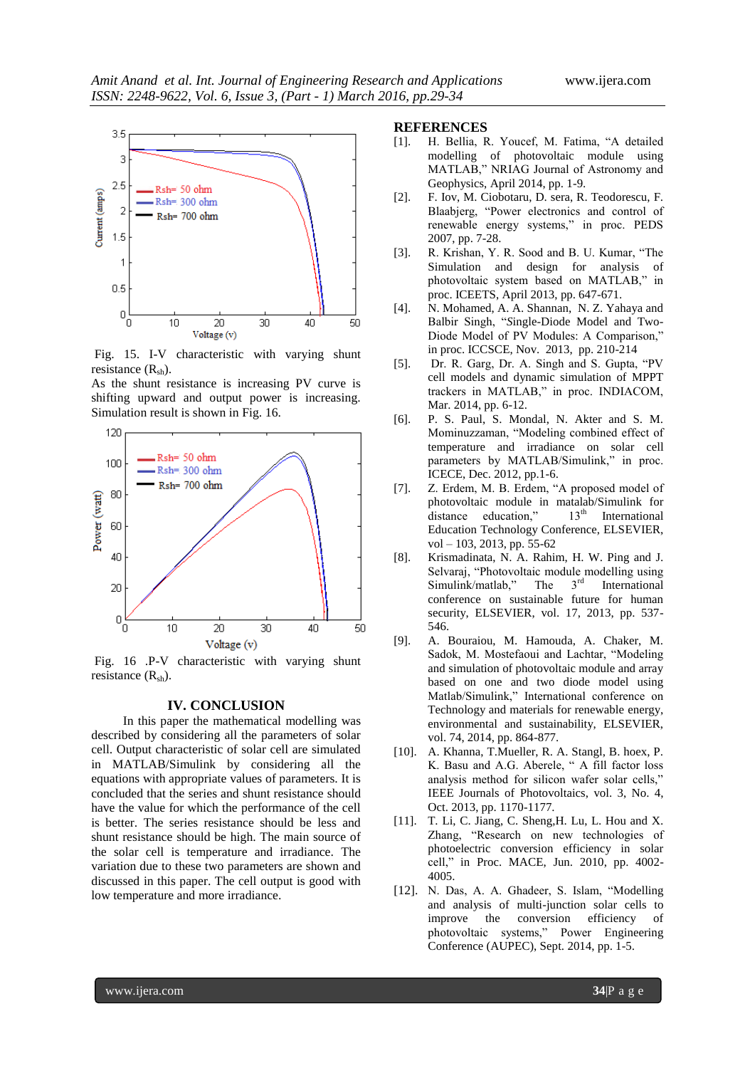3.5
3
2.5
2
1.5
1
0.5
0
0 10 20 30 40 50
Current (amps)
Voltage (v)
Rsh= 50 ohm
Rsh= 300 ohm
Rsh= 700 ohm

Fig. 15. I-V characteristic with varying shunt resistance ($R_{sh}$).

As the shunt resistance is increasing PV curve is shifting upward and output power is increasing. Simulation result is shown in Fig. 16.

120
100
80
60
40
20
0
0 10 20 30 40 50
Power (watt)
Voltage (v)
Rsh= 50 ohm
Rsh= 300 ohm
Rsh= 700 ohm

Fig. 16 .P-V characteristic with varying shunt resistance ($R_{sh}$).

## IV. CONCLUSION

In this paper the mathematical modelling was described by considering all the parameters of solar cell. Output characteristic of solar cell are simulated in MATLAB/Simulink by considering all the equations with appropriate values of parameters. It is concluded that the series and shunt resistance should have the value for which the performance of the cell is better. The series resistance should be less and shunt resistance should be high. The main source of the solar cell is temperature and irradiance. The variation due to these two parameters are shown and discussed in this paper. The cell output is good with low temperature and more irradiance.

## REFERENCES

[1]. H. Bellia, R. Youcef, M. Fatima, "A detailed modelling of photovoltaic module using MATLAB," NRIAG Journal of Astronomy and Geophysics, April 2014, pp. 1-9.

[2]. F. Iov, M. Ciobotaru, D. sera, R. Teodorescu, F. Blaabjerg, "Power electronics and control of renewable energy systems," in proc. PEDS 2007, pp. 7-28.

[3]. R. Krishan, Y. R. Sood and B. U. Kumar, "The Simulation and design for analysis of photovoltaic system based on MATLAB," in proc. ICEETS, April 2013, pp. 647-671.

[4]. N. Mohamed, A. A. Shannan, N. Z. Yahaya and Balbir Singh, "Single-Diode Model and Two-Diode Model of PV Modules: A Comparison," in proc. ICCSCE, Nov. 2013, pp. 210-214

[5]. Dr. R. Garg, Dr. A. Singh and S. Gupta, "PV cell models and dynamic simulation of MPPT trackers in MATLAB," in proc. INDIACOM, Mar. 2014, pp. 6-12.

[6]. P. S. Paul, S. Mondal, N. Akter and S. M. Mominuzzaman, "Modeling combined effect of temperature and irradiance on solar cell parameters by MATLAB/Simulink," in proc. ICECE, Dec. 2012, pp.1-6.

[7]. Z. Erdem, M. B. Erdem, "A proposed model of photovoltaic module in matalab/Simulink for distance education," 13th International Education Technology Conference, ELSEVIER, vol – 103, 2013, pp. 55-62

[8]. Krismadinata, N. A. Rahim, H. W. Ping and J. Selvaraj, "Photovoltaic module modelling using Simulink/matlab," The 3rd International conference on sustainable future for human security, ELSEVIER, vol. 17, 2013, pp. 537-546.

[9]. A. Bouraiou, M. Hamouda, A. Chaker, M. Sadok, M. Mostefaoui and Lachtar, "Modeling and simulation of photovoltaic module and array based on one and two diode model using Matlab/Simulink," International conference on Technology and materials for renewable energy, environmental and sustainability, ELSEVIER, vol. 74, 2014, pp. 864-877.

[10]. A. Khanna, T.Mueller, R. A. Stangl, B. hoex, P. K. Basu and A.G. Aberele, " A fill factor loss analysis method for silicon wafer solar cells," IEEE Journals of Photovoltaics, vol. 3, No. 4, Oct. 2013, pp. 1170-1177.

[11]. T. Li, C. Jiang, C. Sheng,H. Lu, L. Hou and X. Zhang, "Research on new technologies of photoelectric conversion efficiency in solar cell," in Proc. MACE, Jun. 2010, pp. 4002-4005.

[12]. N. Das, A. A. Ghadeer, S. Islam, "Modelling and analysis of multi-junction solar cells to improve the conversion efficiency of photovoltaic systems," Power Engineering Conference (AUPEC), Sept. 2014, pp. 1-5.